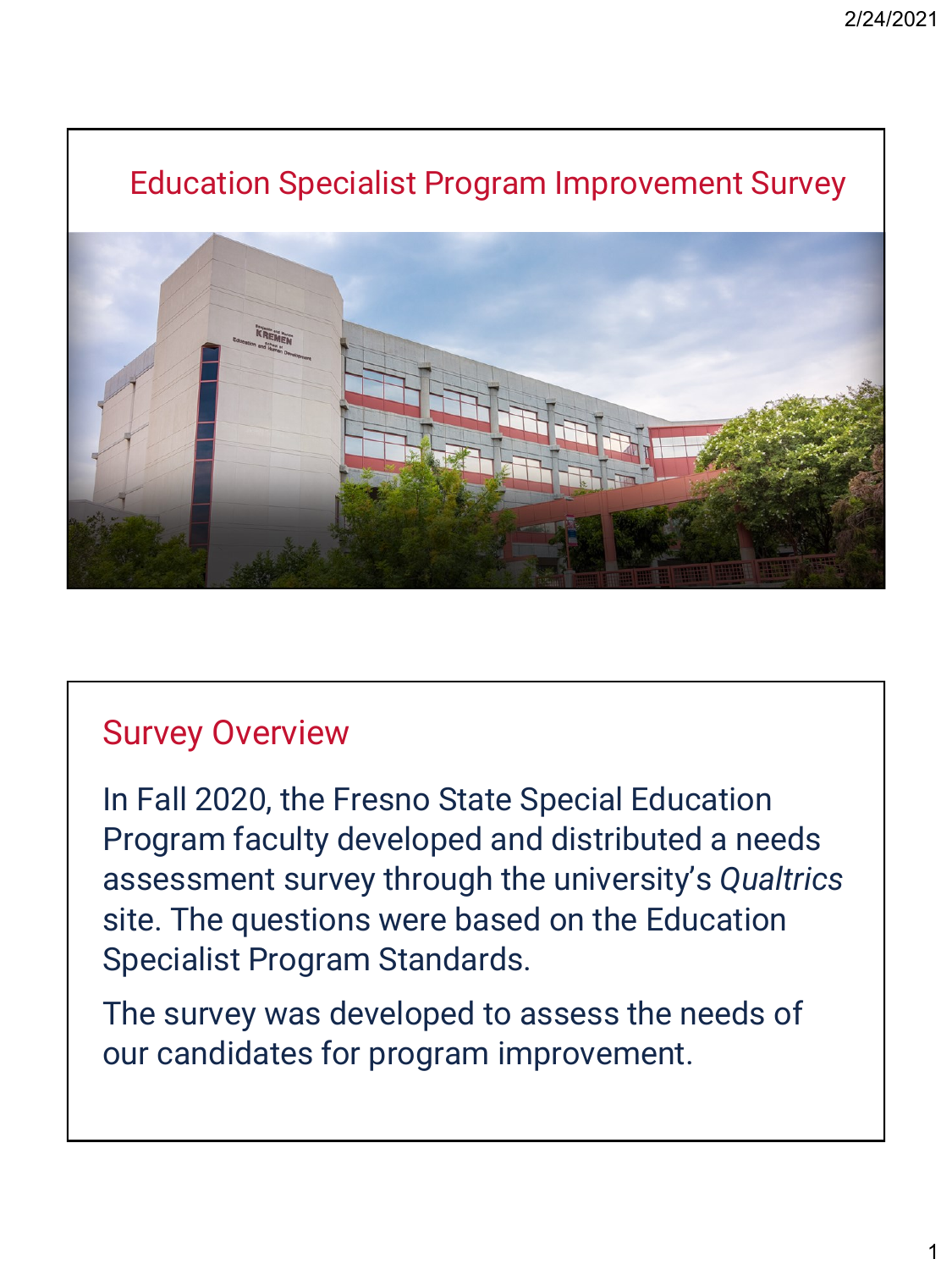# Education Specialist Program Improvement Survey

## Survey Overview

In Fall 2020, the Fresno State Special Education Program faculty developed and distributed a needs assessment survey through the university's *Qualtrics* site. The questions were based on the Education Specialist Program Standards.

The survey was developed to assess the needs of our candidates for program improvement.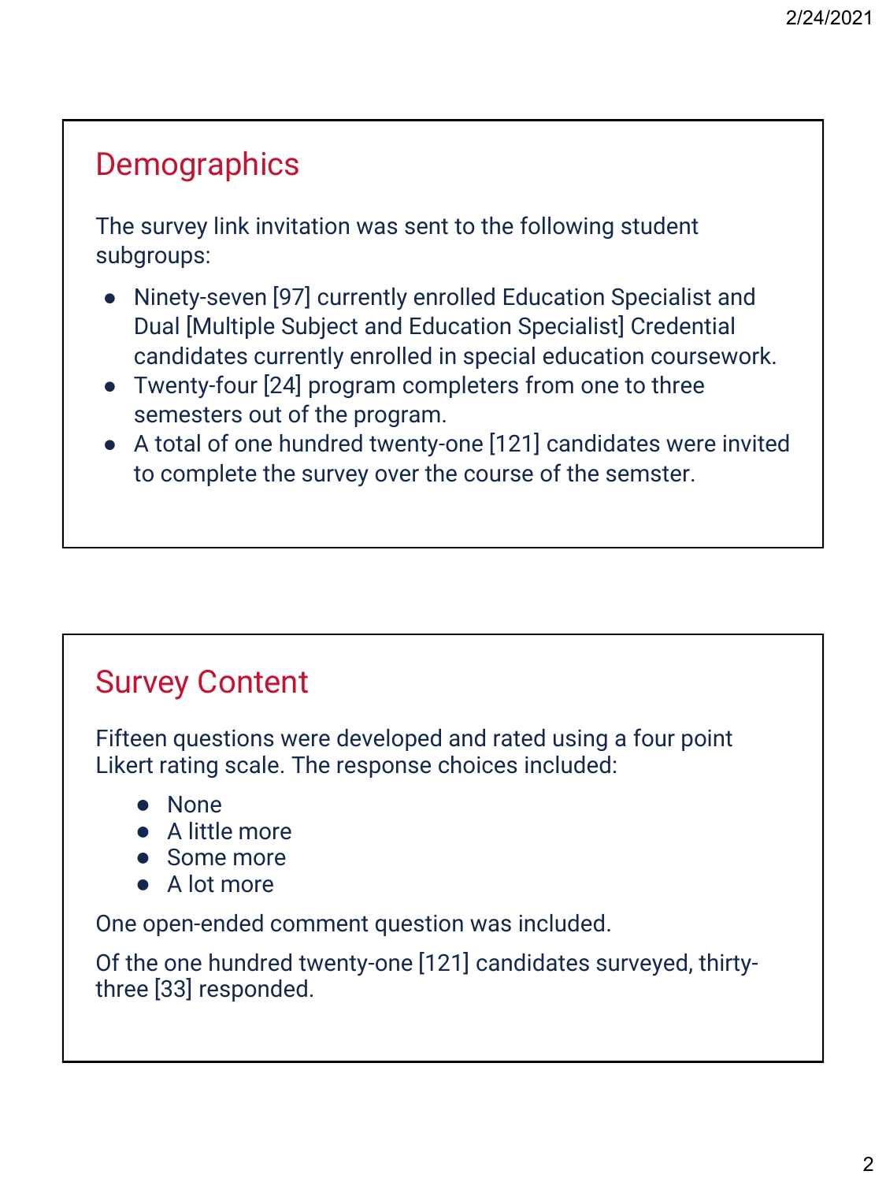## Demographics

The survey link invitation was sent to the following student subgroups:

- Ninety-seven [97] currently enrolled Education Specialist and Dual [Multiple Subject and Education Specialist] Credential candidates currently enrolled in special education coursework.
- Twenty-four [24] program completers from one to three semesters out of the program.
- A total of one hundred twenty-one [121] candidates were invited to complete the survey over the course of the semster.

## Survey Content

Fifteen questions were developed and rated using a four point Likert rating scale. The response choices included:

- None
- A little more
- Some more
- A lot more

One open-ended comment question was included.

Of the one hundred twenty-one [121] candidates surveyed, thirty-three [33] responded.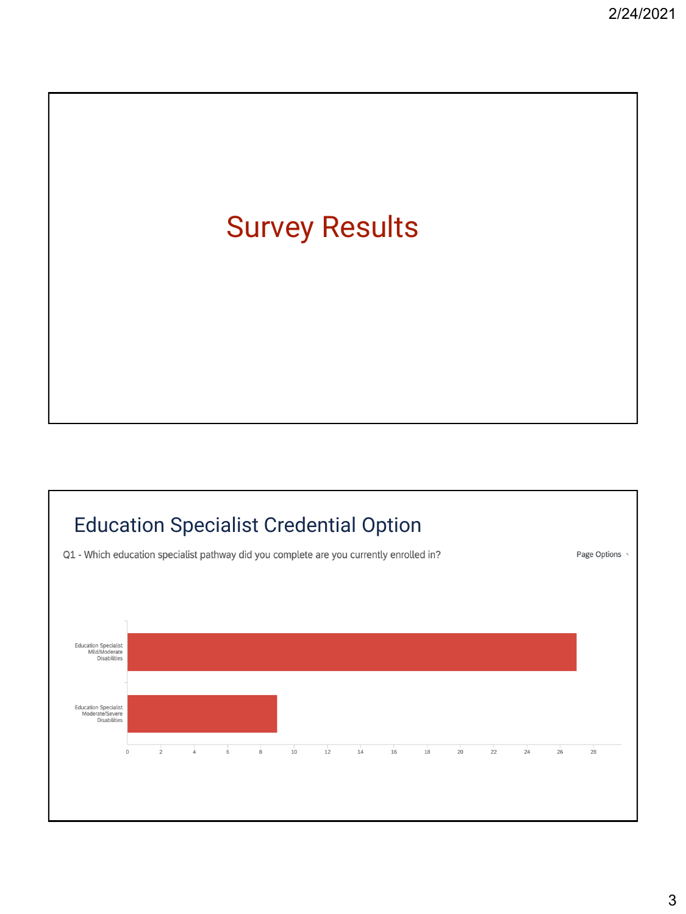# Survey Results

## Education Specialist Credential Option

Q1 - Which education specialist pathway did you complete are you currently enrolled in?

Page Options

| Pathway | Count |
| --- | --- |
| Education Specialist Mild/Moderate Disabilities | 27 |
| Education Specialist Moderate/Severe Disabilities | 9 |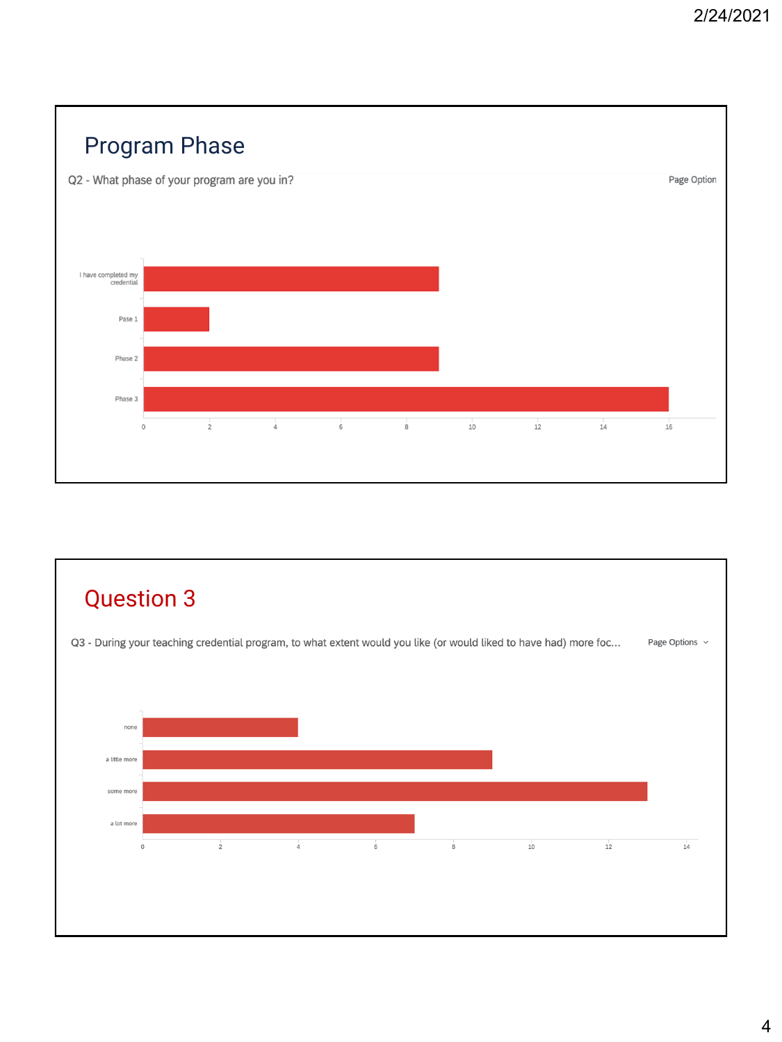## Program Phase

Q2 - What phase of your program are you in?

Page Option

| Response | Count |
| --- | --- |
| I have completed my credential | 9 |
| Pase 1 | 2 |
| Phase 2 | 9 |
| Phase 3 | 16 |

## Question 3

Q3 - During your teaching credential program, to what extent would you like (or would liked to have had) more foc...

Page Options

| Response | Count |
| --- | --- |
| none | 4 |
| a little more | 9 |
| some more | 13 |
| a lot more | 7 |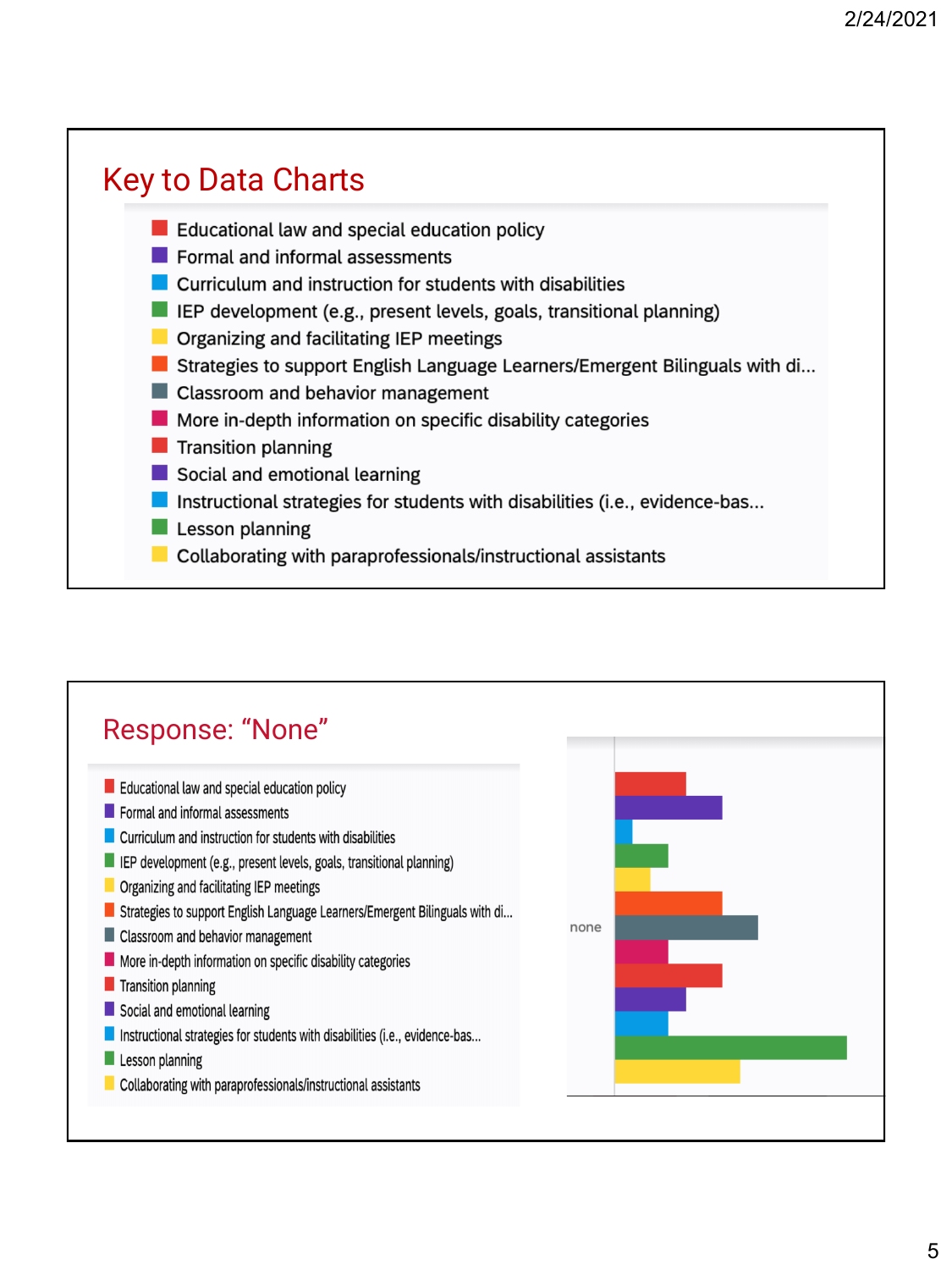## Key to Data Charts

- Educational law and special education policy
- Formal and informal assessments
- Curriculum and instruction for students with disabilities
- IEP development (e.g., present levels, goals, transitional planning)
- Organizing and facilitating IEP meetings
- Strategies to support English Language Learners/Emergent Bilinguals with di...
- Classroom and behavior management
- More in-depth information on specific disability categories
- Transition planning
- Social and emotional learning
- Instructional strategies for students with disabilities (i.e., evidence-bas...
- Lesson planning
- Collaborating with paraprofessionals/instructional assistants

## Response: "None"

- Educational law and special education policy
- Formal and informal assessments
- Curriculum and instruction for students with disabilities
- IEP development (e.g., present levels, goals, transitional planning)
- Organizing and facilitating IEP meetings
- Strategies to support English Language Learners/Emergent Bilinguals with di...
- Classroom and behavior management
- More in-depth information on specific disability categories
- Transition planning
- Social and emotional learning
- Instructional strategies for students with disabilities (i.e., evidence-bas...
- Lesson planning
- Collaborating with paraprofessionals/instructional assistants

none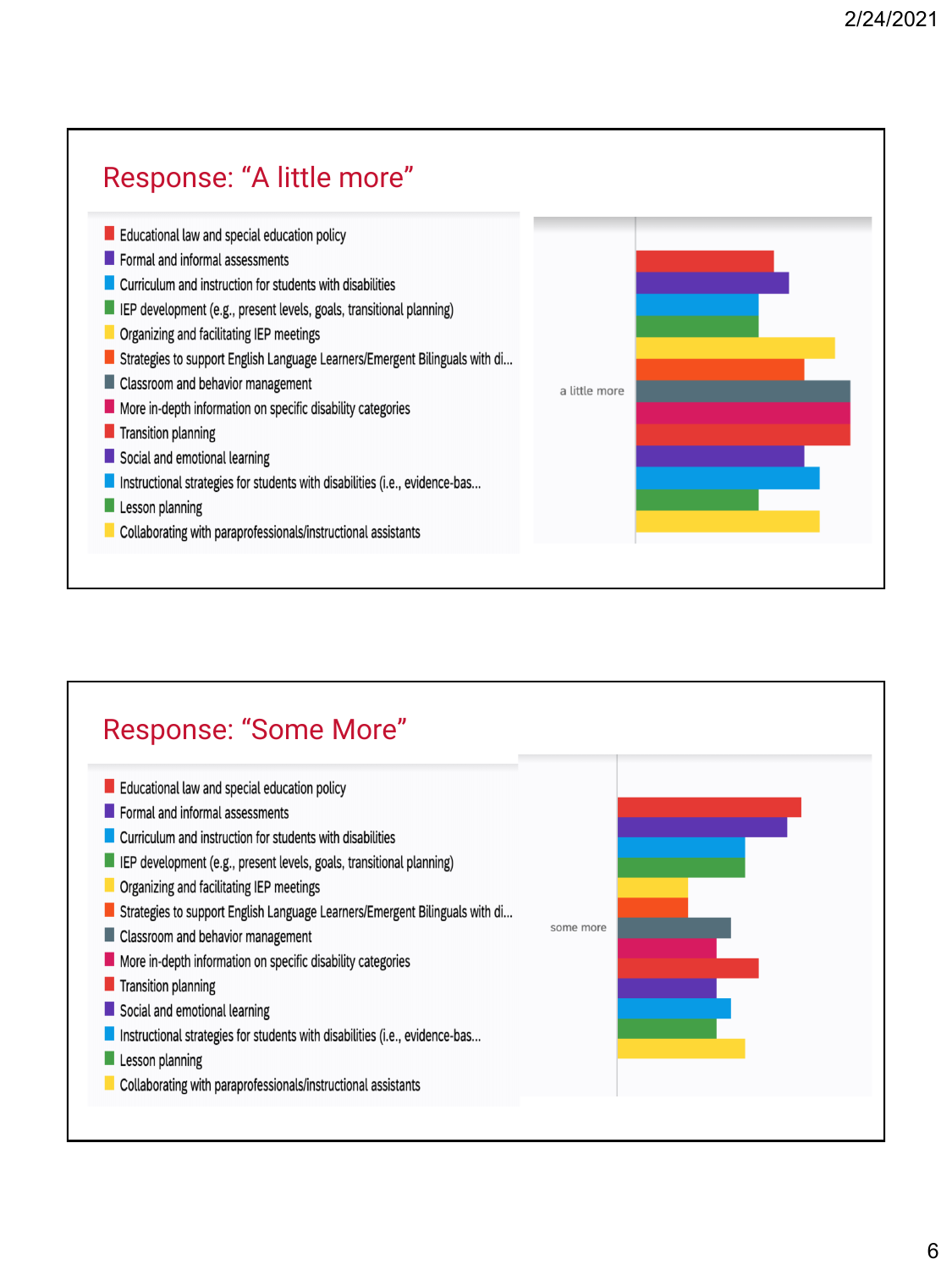## Response: "A little more"

- Educational law and special education policy
- Formal and informal assessments
- Curriculum and instruction for students with disabilities
- IEP development (e.g., present levels, goals, transitional planning)
- Organizing and facilitating IEP meetings
- Strategies to support English Language Learners/Emergent Bilinguals with di...
- Classroom and behavior management
- More in-depth information on specific disability categories
- Transition planning
- Social and emotional learning
- Instructional strategies for students with disabilities (i.e., evidence-bas...
- Lesson planning
- Collaborating with paraprofessionals/instructional assistants

a little more

## Response: "Some More"

- Educational law and special education policy
- Formal and informal assessments
- Curriculum and instruction for students with disabilities
- IEP development (e.g., present levels, goals, transitional planning)
- Organizing and facilitating IEP meetings
- Strategies to support English Language Learners/Emergent Bilinguals with di...
- Classroom and behavior management
- More in-depth information on specific disability categories
- Transition planning
- Social and emotional learning
- Instructional strategies for students with disabilities (i.e., evidence-bas...
- Lesson planning
- Collaborating with paraprofessionals/instructional assistants

some more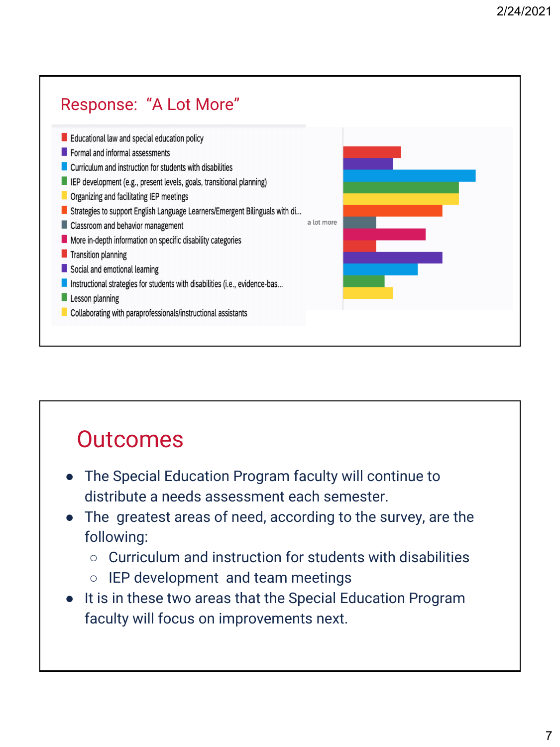## Response: "A Lot More"

Educational law and special education policy
Formal and informal assessments
Curriculum and instruction for students with disabilities
IEP development (e.g., present levels, goals, transitional planning)
Organizing and facilitating IEP meetings
Strategies to support English Language Learners/Emergent Bilinguals with di...
Classroom and behavior management
More in-depth information on specific disability categories
Transition planning
Social and emotional learning
Instructional strategies for students with disabilities (i.e., evidence-bas...
Lesson planning
Collaborating with paraprofessionals/instructional assistants

a lot more

## Outcomes

- The Special Education Program faculty will continue to distribute a needs assessment each semester.
- The greatest areas of need, according to the survey, are the following:
  - Curriculum and instruction for students with disabilities
  - IEP development and team meetings
- It is in these two areas that the Special Education Program faculty will focus on improvements next.